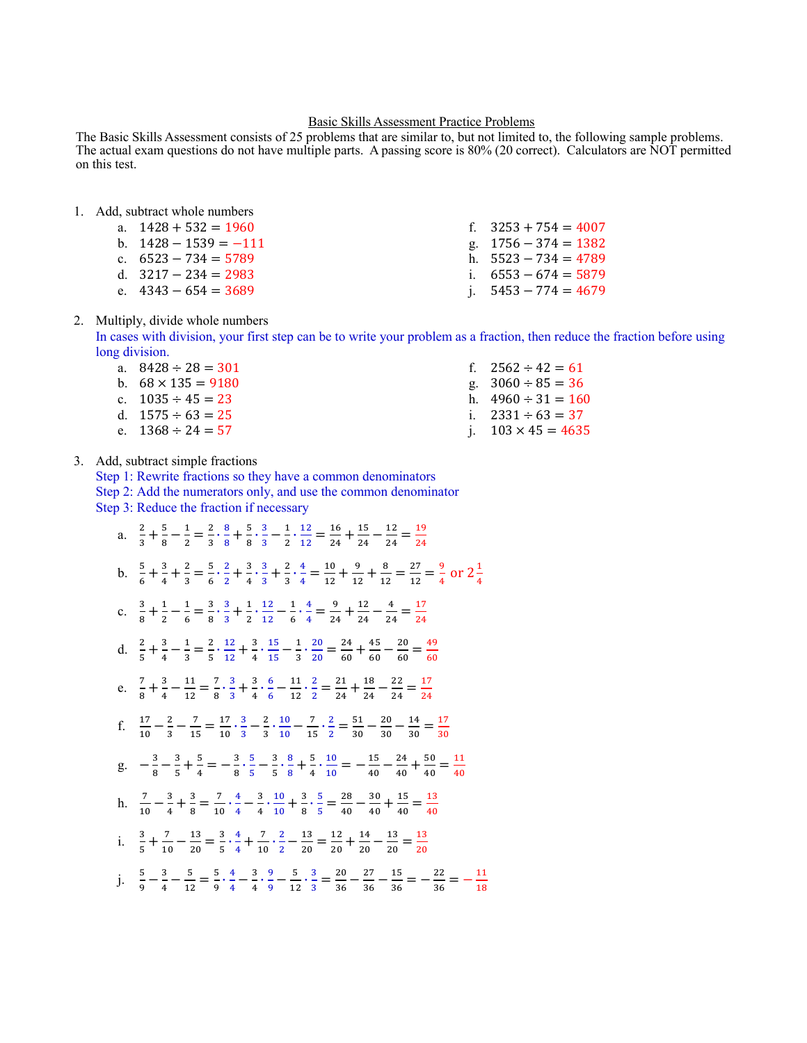# Basic Skills Assessment Practice Problems

The Basic Skills Assessment consists of 25 problems that are similar to, but not limited to, the following sample problems. The actual exam questions do not have multiple parts. A passing score is 80% (20 correct). Calculators are NOT permitted on this test.

1. Add, subtract whole numbers
   - a. $1428 + 532 = 1960$
   - b. $1428 - 1539 = -111$
   - c. $6523 - 734 = 5789$
   - d. $3217 - 234 = 2983$
   - e. $4343 - 654 = 3689$
   - f. $3253 + 754 = 4007$
   - g. $1756 - 374 = 1382$
   - h. $5523 - 734 = 4789$
   - i. $6553 - 674 = 5879$
   - j. $5453 - 774 = 4679$

2. Multiply, divide whole numbers

   In cases with division, your first step can be to write your problem as a fraction, then reduce the fraction before using long division.

   - a. $8428 \div 28 = 301$
   - b. $68 \times 135 = 9180$
   - c. $1035 \div 45 = 23$
   - d. $1575 \div 63 = 25$
   - e. $1368 \div 24 = 57$
   - f. $2562 \div 42 = 61$
   - g. $3060 \div 85 = 36$
   - h. $4960 \div 31 = 160$
   - i. $2331 \div 63 = 37$
   - j. $103 \times 45 = 4635$

3. Add, subtract simple fractions

   Step 1: Rewrite fractions so they have a common denominators

   Step 2: Add the numerators only, and use the common denominator

   Step 3: Reduce the fraction if necessary

   - a. $\frac{2}{3} + \frac{5}{8} - \frac{1}{2} = \frac{2}{3} \cdot \frac{8}{8} + \frac{5}{8} \cdot \frac{3}{3} - \frac{1}{2} \cdot \frac{12}{12} = \frac{16}{24} + \frac{15}{24} - \frac{12}{24} = \frac{19}{24}$
   - b. $\frac{5}{6} + \frac{3}{4} + \frac{2}{3} = \frac{5}{6} \cdot \frac{2}{2} + \frac{3}{4} \cdot \frac{3}{3} + \frac{2}{3} \cdot \frac{4}{4} = \frac{10}{12} + \frac{9}{12} + \frac{8}{12} = \frac{27}{12} = \frac{9}{4}$ or $2\frac{1}{4}$
   - c. $\frac{3}{8} + \frac{1}{2} - \frac{1}{6} = \frac{3}{8} \cdot \frac{3}{3} + \frac{1}{2} \cdot \frac{12}{12} - \frac{1}{6} \cdot \frac{4}{4} = \frac{9}{24} + \frac{12}{24} - \frac{4}{24} = \frac{17}{24}$
   - d. $\frac{2}{5} + \frac{3}{4} - \frac{1}{3} = \frac{2}{5} \cdot \frac{12}{12} + \frac{3}{4} \cdot \frac{15}{15} - \frac{1}{3} \cdot \frac{20}{20} = \frac{24}{60} + \frac{45}{60} - \frac{20}{60} = \frac{49}{60}$
   - e. $\frac{7}{8} + \frac{3}{4} - \frac{11}{12} = \frac{7}{8} \cdot \frac{3}{3} + \frac{3}{4} \cdot \frac{6}{6} - \frac{11}{12} \cdot \frac{2}{2} = \frac{21}{24} + \frac{18}{24} - \frac{22}{24} = \frac{17}{24}$
   - f. $\frac{17}{10} - \frac{2}{3} - \frac{7}{15} = \frac{17}{10} \cdot \frac{3}{3} - \frac{2}{3} \cdot \frac{10}{10} - \frac{7}{15} \cdot \frac{2}{2} = \frac{51}{30} - \frac{20}{30} - \frac{14}{30} = \frac{17}{30}$
   - g. $-\frac{3}{8} - \frac{3}{5} + \frac{5}{4} = -\frac{3}{8} \cdot \frac{5}{5} - \frac{3}{5} \cdot \frac{8}{8} + \frac{5}{4} \cdot \frac{10}{10} = -\frac{15}{40} - \frac{24}{40} + \frac{50}{40} = \frac{11}{40}$
   - h. $\frac{7}{10} - \frac{3}{4} + \frac{3}{8} = \frac{7}{10} \cdot \frac{4}{4} - \frac{3}{4} \cdot \frac{10}{10} + \frac{3}{8} \cdot \frac{5}{5} = \frac{28}{40} - \frac{30}{40} + \frac{15}{40} = \frac{13}{40}$
   - i. $\frac{3}{5} + \frac{7}{10} - \frac{13}{20} = \frac{3}{5} \cdot \frac{4}{4} + \frac{7}{10} \cdot \frac{2}{2} - \frac{13}{20} = \frac{12}{20} + \frac{14}{20} - \frac{13}{20} = \frac{13}{20}$
   - j. $\frac{5}{9} - \frac{3}{4} - \frac{5}{12} = \frac{5}{9} \cdot \frac{4}{4} - \frac{3}{4} \cdot \frac{9}{9} - \frac{5}{12} \cdot \frac{3}{3} = \frac{20}{36} - \frac{27}{36} - \frac{15}{36} = -\frac{22}{36} = -\frac{11}{18}$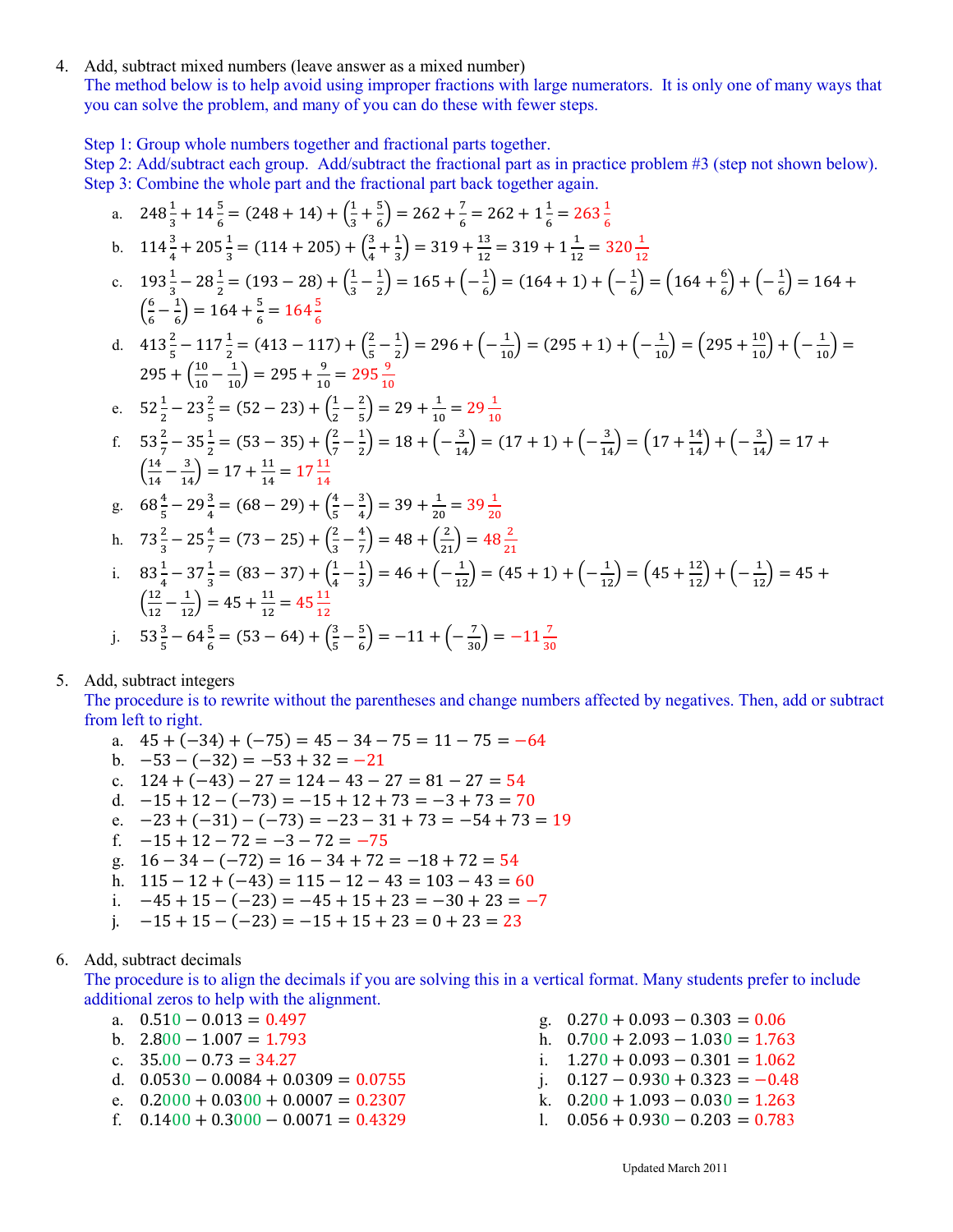4. Add, subtract mixed numbers (leave answer as a mixed number)
   The method below is to help avoid using improper fractions with large numerators. It is only one of many ways that you can solve the problem, and many of you can do these with fewer steps.

   Step 1: Group whole numbers together and fractional parts together.
   Step 2: Add/subtract each group. Add/subtract the fractional part as in practice problem #3 (step not shown below).
   Step 3: Combine the whole part and the fractional part back together again.

   a. $248\frac{1}{3} + 14\frac{5}{6} = (248 + 14) + \left(\frac{1}{3} + \frac{5}{6}\right) = 262 + \frac{7}{6} = 262 + 1\frac{1}{6} = 263\frac{1}{6}$
   b. $114\frac{3}{4} + 205\frac{1}{3} = (114 + 205) + \left(\frac{3}{4} + \frac{1}{3}\right) = 319 + \frac{13}{12} = 319 + 1\frac{1}{12} = 320\frac{1}{12}$
   c. $193\frac{1}{3} - 28\frac{1}{2} = (193 - 28) + \left(\frac{1}{3} - \frac{1}{2}\right) = 165 + \left(-\frac{1}{6}\right) = (164 + 1) + \left(-\frac{1}{6}\right) = \left(164 + \frac{6}{6}\right) + \left(-\frac{1}{6}\right) = 164 + \left(\frac{6}{6} - \frac{1}{6}\right) = 164 + \frac{5}{6} = 164\frac{5}{6}$
   d. $413\frac{2}{5} - 117\frac{1}{2} = (413 - 117) + \left(\frac{2}{5} - \frac{1}{2}\right) = 296 + \left(-\frac{1}{10}\right) = (295 + 1) + \left(-\frac{1}{10}\right) = \left(295 + \frac{10}{10}\right) + \left(-\frac{1}{10}\right) = 295 + \left(\frac{10}{10} - \frac{1}{10}\right) = 295 + \frac{9}{10} = 295\frac{9}{10}$
   e. $52\frac{1}{2} - 23\frac{2}{5} = (52 - 23) + \left(\frac{1}{2} - \frac{2}{5}\right) = 29 + \frac{1}{10} = 29\frac{1}{10}$
   f. $53\frac{2}{7} - 35\frac{1}{2} = (53 - 35) + \left(\frac{2}{7} - \frac{1}{2}\right) = 18 + \left(-\frac{3}{14}\right) = (17 + 1) + \left(-\frac{3}{14}\right) = \left(17 + \frac{14}{14}\right) + \left(-\frac{3}{14}\right) = 17 + \left(\frac{14}{14} - \frac{3}{14}\right) = 17 + \frac{11}{14} = 17\frac{11}{14}$
   g. $68\frac{4}{5} - 29\frac{3}{4} = (68 - 29) + \left(\frac{4}{5} - \frac{3}{4}\right) = 39 + \frac{1}{20} = 39\frac{1}{20}$
   h. $73\frac{2}{3} - 25\frac{4}{7} = (73 - 25) + \left(\frac{2}{3} - \frac{4}{7}\right) = 48 + \left(\frac{2}{21}\right) = 48\frac{2}{21}$
   i. $83\frac{1}{4} - 37\frac{1}{3} = (83 - 37) + \left(\frac{1}{4} - \frac{1}{3}\right) = 46 + \left(-\frac{1}{12}\right) = (45 + 1) + \left(-\frac{1}{12}\right) = \left(45 + \frac{12}{12}\right) + \left(-\frac{1}{12}\right) = 45 + \left(\frac{12}{12} - \frac{1}{12}\right) = 45 + \frac{11}{12} = 45\frac{11}{12}$
   j. $53\frac{3}{5} - 64\frac{5}{6} = (53 - 64) + \left(\frac{3}{5} - \frac{5}{6}\right) = -11 + \left(-\frac{7}{30}\right) = -11\frac{7}{30}$

5. Add, subtract integers
   The procedure is to rewrite without the parentheses and change numbers affected by negatives. Then, add or subtract from left to right.

   a. $45 + (-34) + (-75) = 45 - 34 - 75 = 11 - 75 = -64$
   b. $-53 - (-32) = -53 + 32 = -21$
   c. $124 + (-43) - 27 = 124 - 43 - 27 = 81 - 27 = 54$
   d. $-15 + 12 - (-73) = -15 + 12 + 73 = -3 + 73 = 70$
   e. $-23 + (-31) - (-73) = -23 - 31 + 73 = -54 + 73 = 19$
   f. $-15 + 12 - 72 = -3 - 72 = -75$
   g. $16 - 34 - (-72) = 16 - 34 + 72 = -18 + 72 = 54$
   h. $115 - 12 + (-43) = 115 - 12 - 43 = 103 - 43 = 60$
   i. $-45 + 15 - (-23) = -45 + 15 + 23 = -30 + 23 = -7$
   j. $-15 + 15 - (-23) = -15 + 15 + 23 = 0 + 23 = 23$

6. Add, subtract decimals
   The procedure is to align the decimals if you are solving this in a vertical format. Many students prefer to include additional zeros to help with the alignment.

   a. $0.510 - 0.013 = 0.497$
   b. $2.800 - 1.007 = 1.793$
   c. $35.00 - 0.73 = 34.27$
   d. $0.0530 - 0.0084 + 0.0309 = 0.0755$
   e. $0.2000 + 0.0300 + 0.0007 = 0.2307$
   f. $0.1400 + 0.3000 - 0.0071 = 0.4329$
   g. $0.270 + 0.093 - 0.303 = 0.06$
   h. $0.700 + 2.093 - 1.030 = 1.763$
   i. $1.270 + 0.093 - 0.301 = 1.062$
   j. $0.127 - 0.930 + 0.323 = -0.48$
   k. $0.200 + 1.093 - 0.030 = 1.263$
   l. $0.056 + 0.930 - 0.203 = 0.783$

Updated March 2011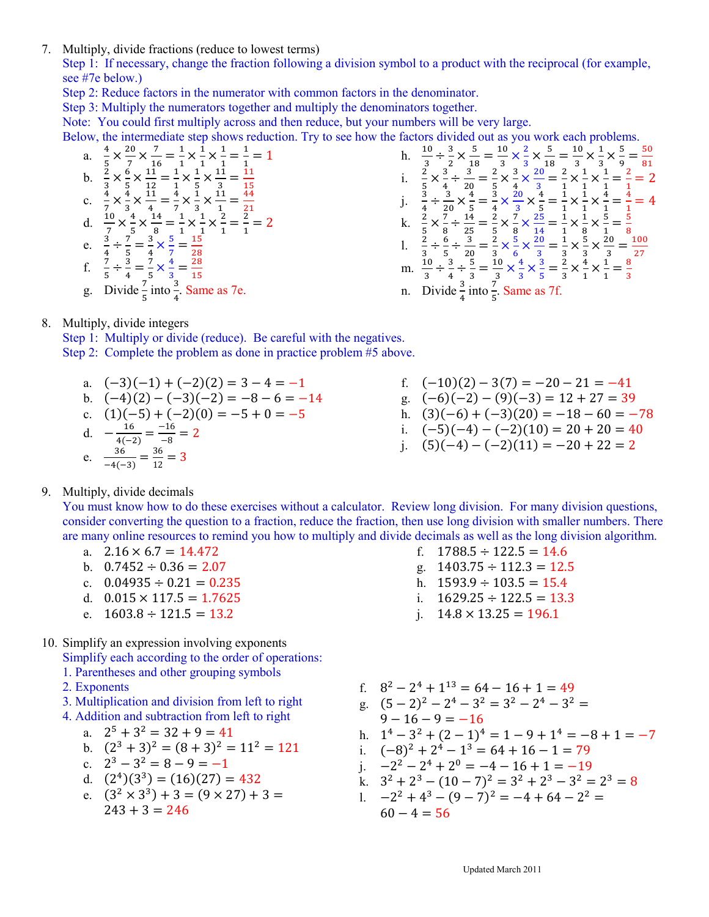7. Multiply, divide fractions (reduce to lowest terms)

Step 1: If necessary, change the fraction following a division symbol to a product with the reciprocal (for example, see #7e below.)
Step 2: Reduce factors in the numerator with common factors in the denominator.
Step 3: Multiply the numerators together and multiply the denominators together.
Note: You could first multiply across and then reduce, but your numbers will be very large.
Below, the intermediate step shows reduction. Try to see how the factors divided out as you work each problems.

a. $\frac{4}{5} \times \frac{20}{7} \times \frac{7}{16} = \frac{1}{1} \times \frac{1}{1} \times \frac{1}{1} = \frac{1}{1} = 1$

b. $\frac{2}{3} \times \frac{6}{5} \times \frac{11}{12} = \frac{1}{1} \times \frac{1}{5} \times \frac{11}{3} = \frac{11}{15}$

c. $\frac{4}{7} \times \frac{4}{3} \times \frac{11}{4} = \frac{4}{7} \times \frac{1}{3} \times \frac{11}{1} = \frac{44}{21}$

d. $\frac{10}{7} \times \frac{4}{5} \times \frac{14}{8} = \frac{1}{1} \times \frac{1}{1} \times \frac{2}{1} = \frac{2}{1} = 2$

e. $\frac{3}{4} \div \frac{7}{5} = \frac{3}{4} \times \frac{5}{7} = \frac{15}{28}$

f. $\frac{7}{5} \div \frac{3}{4} = \frac{7}{5} \times \frac{4}{3} = \frac{28}{15}$

g. Divide $\frac{7}{5}$ into $\frac{3}{4}$. Same as 7e.

h. $\frac{10}{3} \div \frac{3}{2} \times \frac{5}{18} = \frac{10}{3} \times \frac{2}{3} \times \frac{5}{18} = \frac{10}{3} \times \frac{1}{3} \times \frac{5}{9} = \frac{50}{81}$

i. $\frac{2}{5} \times \frac{3}{4} \div \frac{3}{20} = \frac{2}{5} \times \frac{3}{4} \times \frac{20}{3} = \frac{2}{1} \times \frac{1}{1} \times \frac{1}{1} = \frac{2}{1} = 2$

j. $\frac{3}{4} \div \frac{3}{20} \times \frac{4}{5} = \frac{3}{4} \times \frac{20}{3} \times \frac{4}{5} = \frac{1}{1} \times \frac{1}{1} \times \frac{4}{1} = \frac{4}{1} = 4$

k. $\frac{2}{5} \times \frac{7}{8} \div \frac{14}{25} = \frac{2}{5} \times \frac{7}{8} \times \frac{25}{14} = \frac{1}{1} \times \frac{1}{8} \times \frac{5}{1} = \frac{5}{8}$

l. $\frac{2}{3} \div \frac{6}{5} \div \frac{3}{20} = \frac{2}{3} \times \frac{5}{6} \times \frac{20}{3} = \frac{1}{3} \times \frac{5}{3} \times \frac{20}{3} = \frac{100}{27}$

m. $\frac{10}{3} \div \frac{3}{4} \div \frac{5}{3} = \frac{10}{3} \times \frac{4}{3} \times \frac{3}{5} = \frac{2}{3} \times \frac{4}{1} \times \frac{1}{1} = \frac{8}{3}$

n. Divide $\frac{3}{4}$ into $\frac{7}{5}$. Same as 7f.

8. Multiply, divide integers

Step 1: Multiply or divide (reduce). Be careful with the negatives.
Step 2: Complete the problem as done in practice problem #5 above.

a. $(-3)(-1) + (-2)(2) = 3 - 4 = -1$

b. $(-4)(2) - (-3)(-2) = -8 - 6 = -14$

c. $(1)(-5) + (-2)(0) = -5 + 0 = -5$

d. $-\frac{16}{4(-2)} = \frac{-16}{-8} = 2$

e. $\frac{36}{-4(-3)} = \frac{36}{12} = 3$

f. $(-10)(2) - 3(7) = -20 - 21 = -41$

g. $(-6)(-2) - (9)(-3) = 12 + 27 = 39$

h. $(3)(-6) + (-3)(20) = -18 - 60 = -78$

i. $(-5)(-4) - (-2)(10) = 20 + 20 = 40$

j. $(5)(-4) - (-2)(11) = -20 + 22 = 2$

9. Multiply, divide decimals

You must know how to do these exercises without a calculator. Review long division. For many division questions, consider converting the question to a fraction, reduce the fraction, then use long division with smaller numbers. There are many online resources to remind you how to multiply and divide decimals as well as the long division algorithm.

a. $2.16 \times 6.7 = 14.472$

b. $0.7452 \div 0.36 = 2.07$

c. $0.04935 \div 0.21 = 0.235$

d. $0.015 \times 117.5 = 1.7625$

e. $1603.8 \div 121.5 = 13.2$

f. $1788.5 \div 122.5 = 14.6$

g. $1403.75 \div 112.3 = 12.5$

h. $1593.9 \div 103.5 = 15.4$

i. $1629.25 \div 122.5 = 13.3$

j. $14.8 \times 13.25 = 196.1$

10. Simplify an expression involving exponents

Simplify each according to the order of operations:
1. Parentheses and other grouping symbols
2. Exponents
3. Multiplication and division from left to right
4. Addition and subtraction from left to right

a. $2^5 + 3^2 = 32 + 9 = 41$

b. $(2^3 + 3)^2 = (8 + 3)^2 = 11^2 = 121$

c. $2^3 - 3^2 = 8 - 9 = -1$

d. $(2^4)(3^3) = (16)(27) = 432$

e. $(3^2 \times 3^3) + 3 = (9 \times 27) + 3 = 243 + 3 = 246$

f. $8^2 - 2^4 + 1^{13} = 64 - 16 + 1 = 49$

g. $(5 - 2)^2 - 2^4 - 3^2 = 3^2 - 2^4 - 3^2 = 9 - 16 - 9 = -16$

h. $1^4 - 3^2 + (2 - 1)^4 = 1 - 9 + 1^4 = -8 + 1 = -7$

i. $(-8)^2 + 2^4 - 1^3 = 64 + 16 - 1 = 79$

j. $-2^2 - 2^4 + 2^0 = -4 - 16 + 1 = -19$

k. $3^2 + 2^3 - (10 - 7)^2 = 3^2 + 2^3 - 3^2 = 2^3 = 8$

l. $-2^2 + 4^3 - (9 - 7)^2 = -4 + 64 - 2^2 = 60 - 4 = 56$

Updated March 2011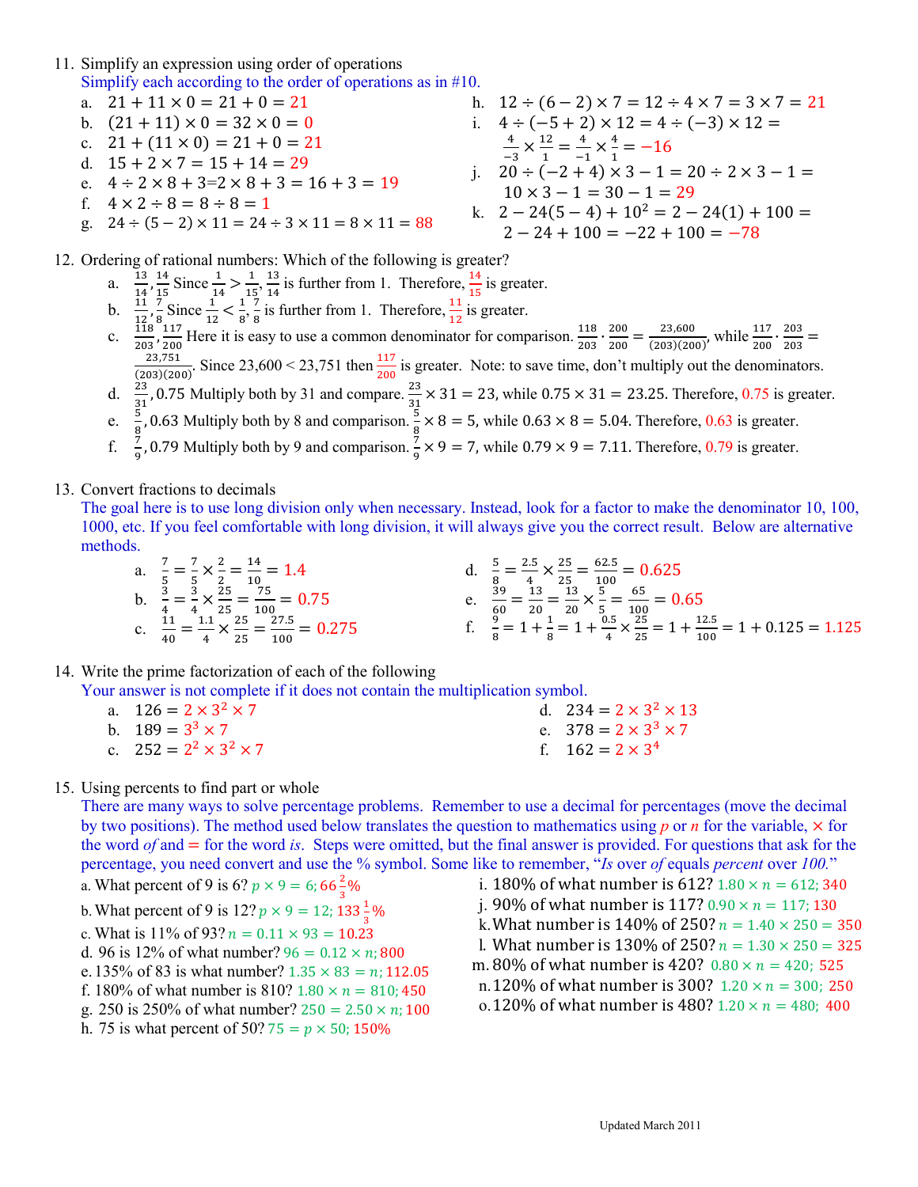11. Simplify an expression using order of operations

Simplify each according to the order of operations as in #10.

a. $21 + 11 \times 0 = 21 + 0 = 21$

b. $(21 + 11) \times 0 = 32 \times 0 = 0$

c. $21 + (11 \times 0) = 21 + 0 = 21$

d. $15 + 2 \times 7 = 15 + 14 = 29$

e. $4 \div 2 \times 8 + 3 = 2 \times 8 + 3 = 16 + 3 = 19$

f. $4 \times 2 \div 8 = 8 \div 8 = 1$

g. $24 \div (5 - 2) \times 11 = 24 \div 3 \times 11 = 8 \times 11 = 88$

h. $12 \div (6 - 2) \times 7 = 12 \div 4 \times 7 = 3 \times 7 = 21$

i. $4 \div (-5 + 2) \times 12 = 4 \div (-3) \times 12 = \frac{4}{-3} \times \frac{12}{1} = \frac{4}{-1} \times \frac{4}{1} = -16$

j. $20 \div (-2 + 4) \times 3 - 1 = 20 \div 2 \times 3 - 1 = 10 \times 3 - 1 = 30 - 1 = 29$

k. $2 - 24(5 - 4) + 10^2 = 2 - 24(1) + 100 = 2 - 24 + 100 = -22 + 100 = -78$

12. Ordering of rational numbers: Which of the following is greater?

a. $\frac{13}{14}, \frac{14}{15}$ Since $\frac{1}{14} > \frac{1}{15}$, $\frac{13}{14}$ is further from 1. Therefore, $\frac{14}{15}$ is greater.

b. $\frac{11}{12}, \frac{7}{8}$ Since $\frac{1}{12} < \frac{1}{8}$, $\frac{7}{8}$ is further from 1. Therefore, $\frac{11}{12}$ is greater.

c. $\frac{118}{203}, \frac{117}{200}$ Here it is easy to use a common denominator for comparison. $\frac{118}{203} \cdot \frac{200}{200} = \frac{23{,}600}{(203)(200)}$, while $\frac{117}{200} \cdot \frac{203}{203} = \frac{23{,}751}{(203)(200)}$. Since $23{,}600 < 23{,}751$ then $\frac{117}{200}$ is greater. Note: to save time, don't multiply out the denominators.

d. $\frac{23}{31}, 0.75$ Multiply both by 31 and compare. $\frac{23}{31} \times 31 = 23$, while $0.75 \times 31 = 23.25$. Therefore, 0.75 is greater.

e. $\frac{5}{8}, 0.63$ Multiply both by 8 and comparison. $\frac{5}{8} \times 8 = 5$, while $0.63 \times 8 = 5.04$. Therefore, 0.63 is greater.

f. $\frac{7}{9}, 0.79$ Multiply both by 9 and comparison. $\frac{7}{9} \times 9 = 7$, while $0.79 \times 9 = 7.11$. Therefore, 0.79 is greater.

13. Convert fractions to decimals

The goal here is to use long division only when necessary. Instead, look for a factor to make the denominator 10, 100, 1000, etc. If you feel comfortable with long division, it will always give you the correct result. Below are alternative methods.

a. $\frac{7}{5} = \frac{7}{5} \times \frac{2}{2} = \frac{14}{10} = 1.4$

b. $\frac{3}{4} = \frac{3}{4} \times \frac{25}{25} = \frac{75}{100} = 0.75$

c. $\frac{11}{40} = \frac{1.1}{4} \times \frac{25}{25} = \frac{27.5}{100} = 0.275$

d. $\frac{5}{8} = \frac{2.5}{4} \times \frac{25}{25} = \frac{62.5}{100} = 0.625$

e. $\frac{39}{60} = \frac{13}{20} = \frac{13}{20} \times \frac{5}{5} = \frac{65}{100} = 0.65$

f. $\frac{9}{8} = 1 + \frac{1}{8} = 1 + \frac{0.5}{4} \times \frac{25}{25} = 1 + \frac{12.5}{100} = 1 + 0.125 = 1.125$

14. Write the prime factorization of each of the following

Your answer is not complete if it does not contain the multiplication symbol.

a. $126 = 2 \times 3^2 \times 7$

b. $189 = 3^3 \times 7$

c. $252 = 2^2 \times 3^2 \times 7$

d. $234 = 2 \times 3^2 \times 13$

e. $378 = 2 \times 3^3 \times 7$

f. $162 = 2 \times 3^4$

15. Using percents to find part or whole

There are many ways to solve percentage problems. Remember to use a decimal for percentages (move the decimal by two positions). The method used below translates the question to mathematics using $p$ or $n$ for the variable, $\times$ for the word *of* and $=$ for the word *is*. Steps were omitted, but the final answer is provided. For questions that ask for the percentage, you need convert and use the % symbol. Some like to remember, "*Is* over *of* equals *percent* over *100*."

a. What percent of 9 is 6? $p \times 9 = 6$; $66\frac{2}{3}\%$

b. What percent of 9 is 12? $p \times 9 = 12$; $133\frac{1}{3}\%$

c. What is 11% of 93? $n = 0.11 \times 93 = 10.23$

d. 96 is 12% of what number? $96 = 0.12 \times n$; 800

e. 135% of 83 is what number? $1.35 \times 83 = n$; 112.05

f. 180% of what number is 810? $1.80 \times n = 810$; 450

g. 250 is 250% of what number? $250 = 2.50 \times n$; 100

h. 75 is what percent of 50? $75 = p \times 50$; 150%

i. 180% of what number is 612? $1.80 \times n = 612$; 340

j. 90% of what number is 117? $0.90 \times n = 117$; 130

k. What number is 140% of 250? $n = 1.40 \times 250 = 350$

l. What number is 130% of 250? $n = 1.30 \times 250 = 325$

m. 80% of what number is 420? $0.80 \times n = 420$; 525

n. 120% of what number is 300? $1.20 \times n = 300$; 250

o. 120% of what number is 480? $1.20 \times n = 480$; 400

Updated March 2011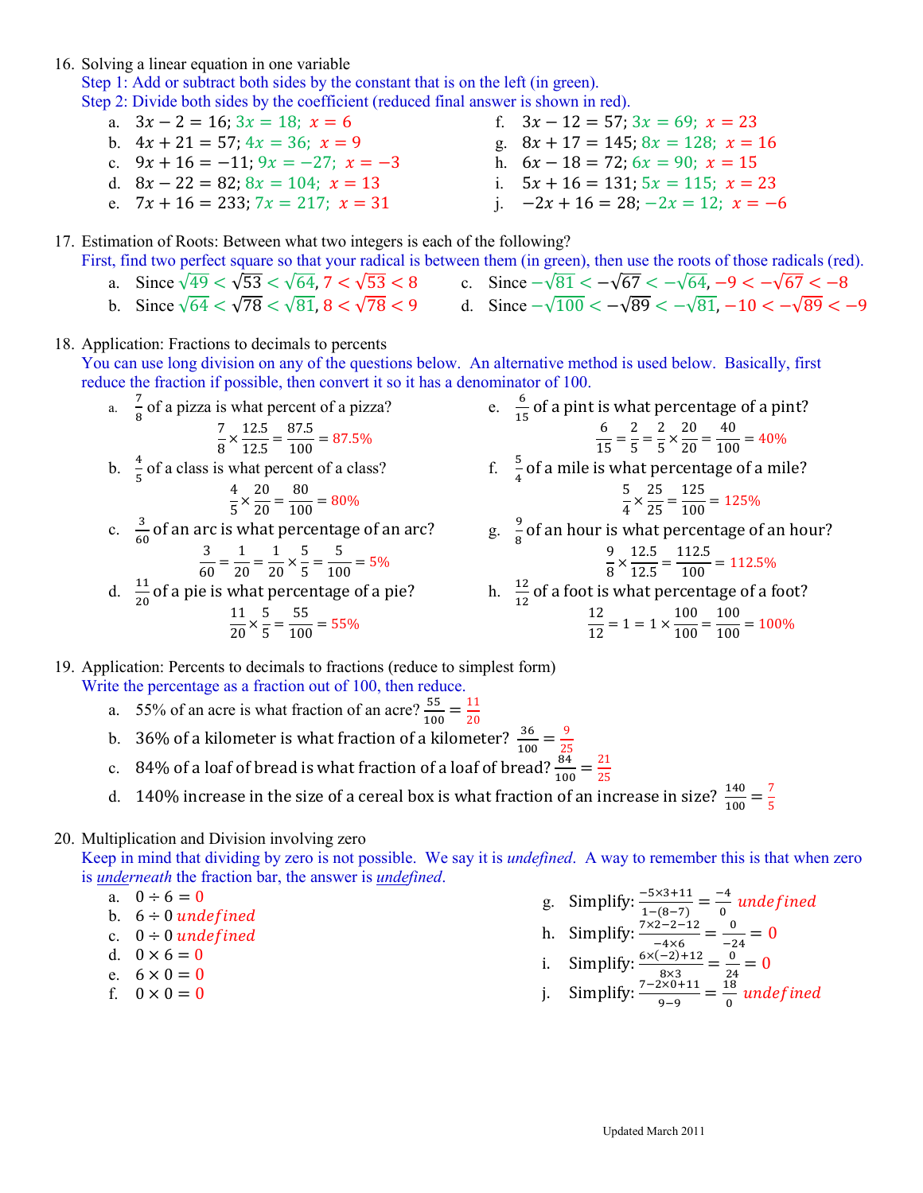16. Solving a linear equation in one variable

Step 1: Add or subtract both sides by the constant that is on the left (in green).
Step 2: Divide both sides by the coefficient (reduced final answer is shown in red).

a. $3x - 2 = 16$; $3x = 18$; $x = 6$
b. $4x + 21 = 57$; $4x = 36$; $x = 9$
c. $9x + 16 = -11$; $9x = -27$; $x = -3$
d. $8x - 22 = 82$; $8x = 104$; $x = 13$
e. $7x + 16 = 233$; $7x = 217$; $x = 31$
f. $3x - 12 = 57$; $3x = 69$; $x = 23$
g. $8x + 17 = 145$; $8x = 128$; $x = 16$
h. $6x - 18 = 72$; $6x = 90$; $x = 15$
i. $5x + 16 = 131$; $5x = 115$; $x = 23$
j. $-2x + 16 = 28$; $-2x = 12$; $x = -6$

17. Estimation of Roots: Between what two integers is each of the following?

First, find two perfect square so that your radical is between them (in green), then use the roots of those radicals (red).

a. Since $\sqrt{49} < \sqrt{53} < \sqrt{64}$, $7 < \sqrt{53} < 8$
b. Since $\sqrt{64} < \sqrt{78} < \sqrt{81}$, $8 < \sqrt{78} < 9$
c. Since $-\sqrt{81} < -\sqrt{67} < -\sqrt{64}$, $-9 < -\sqrt{67} < -8$
d. Since $-\sqrt{100} < -\sqrt{89} < -\sqrt{81}$, $-10 < -\sqrt{89} < -9$

18. Application: Fractions to decimals to percents

You can use long division on any of the questions below. An alternative method is used below. Basically, first reduce the fraction if possible, then convert it so it has a denominator of 100.

a. $\frac{7}{8}$ of a pizza is what percent of a pizza?
$$\frac{7}{8} \times \frac{12.5}{12.5} = \frac{87.5}{100} = 87.5\%$$
b. $\frac{4}{5}$ of a class is what percent of a class?
$$\frac{4}{5} \times \frac{20}{20} = \frac{80}{100} = 80\%$$
c. $\frac{3}{60}$ of an arc is what percentage of an arc?
$$\frac{3}{60} = \frac{1}{20} = \frac{1}{20} \times \frac{5}{5} = \frac{5}{100} = 5\%$$
d. $\frac{11}{20}$ of a pie is what percentage of a pie?
$$\frac{11}{20} \times \frac{5}{5} = \frac{55}{100} = 55\%$$
e. $\frac{6}{15}$ of a pint is what percentage of a pint?
$$\frac{6}{15} = \frac{2}{5} = \frac{2}{5} \times \frac{20}{20} = \frac{40}{100} = 40\%$$
f. $\frac{5}{4}$ of a mile is what percentage of a mile?
$$\frac{5}{4} \times \frac{25}{25} = \frac{125}{100} = 125\%$$
g. $\frac{9}{8}$ of an hour is what percentage of an hour?
$$\frac{9}{8} \times \frac{12.5}{12.5} = \frac{112.5}{100} = 112.5\%$$
h. $\frac{12}{12}$ of a foot is what percentage of a foot?
$$\frac{12}{12} = 1 = 1 \times \frac{100}{100} = \frac{100}{100} = 100\%$$

19. Application: Percents to decimals to fractions (reduce to simplest form)

Write the percentage as a fraction out of 100, then reduce.

a. 55% of an acre is what fraction of an acre? $\frac{55}{100} = \frac{11}{20}$
b. 36% of a kilometer is what fraction of a kilometer? $\frac{36}{100} = \frac{9}{25}$
c. 84% of a loaf of bread is what fraction of a loaf of bread? $\frac{84}{100} = \frac{21}{25}$
d. 140% increase in the size of a cereal box is what fraction of an increase in size? $\frac{140}{100} = \frac{7}{5}$

20. Multiplication and Division involving zero

Keep in mind that dividing by zero is not possible. We say it is *undefined*. A way to remember this is that when zero is *underneath* the fraction bar, the answer is *undefined*.

a. $0 \div 6 = 0$
b. $6 \div 0$ *undefined*
c. $0 \div 0$ *undefined*
d. $0 \times 6 = 0$
e. $6 \times 0 = 0$
f. $0 \times 0 = 0$
g. Simplify: $\frac{-5\times3+11}{1-(8-7)} = \frac{-4}{0}$ *undefined*
h. Simplify: $\frac{7\times2-2-12}{-4\times6} = \frac{0}{-24} = 0$
i. Simplify: $\frac{6\times(-2)+12}{8\times3} = \frac{0}{24} = 0$
j. Simplify: $\frac{7-2\times0+11}{9-9} = \frac{18}{0}$ *undefined*

Updated March 2011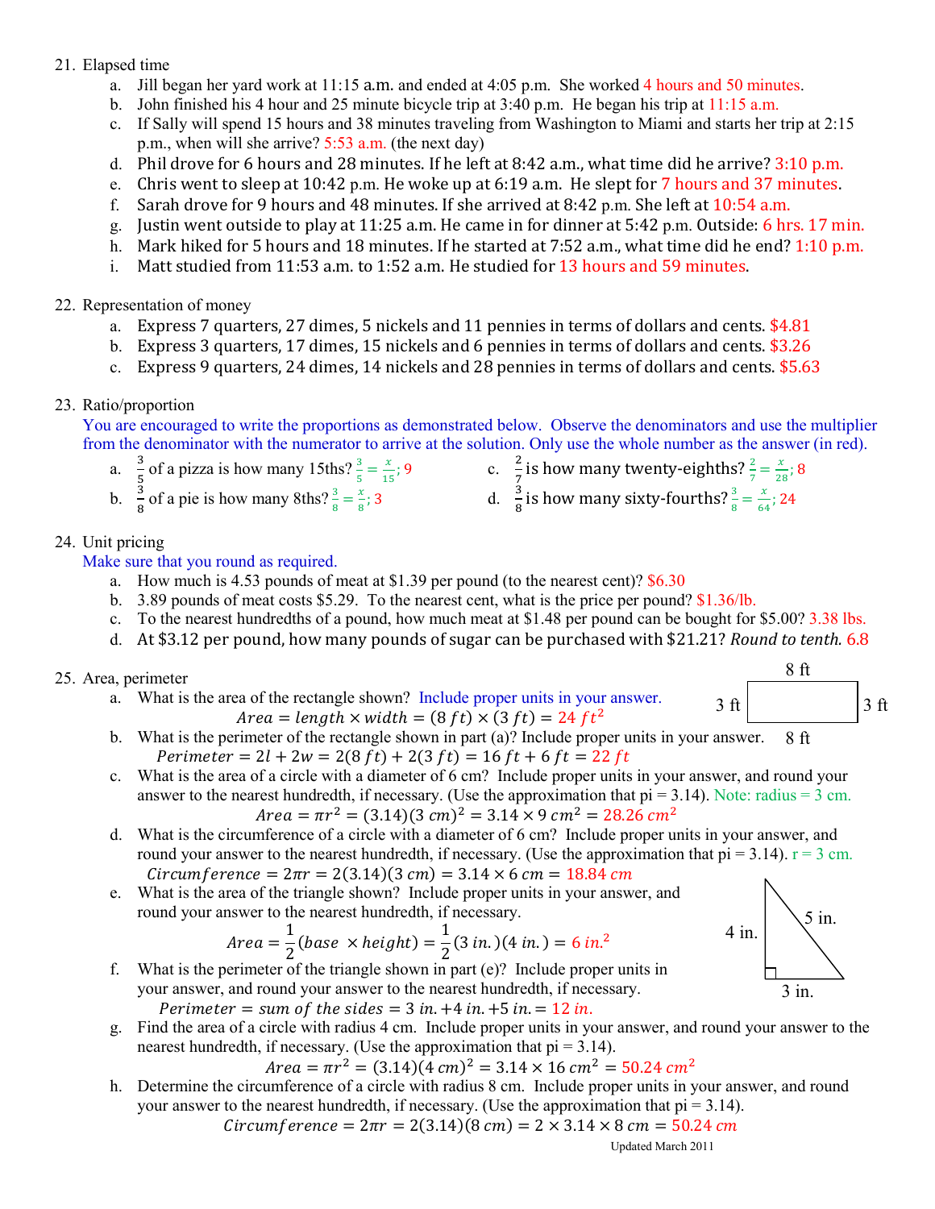21. Elapsed time
    a. Jill began her yard work at 11:15 a.m. and ended at 4:05 p.m. She worked 4 hours and 50 minutes.
    b. John finished his 4 hour and 25 minute bicycle trip at 3:40 p.m. He began his trip at 11:15 a.m.
    c. If Sally will spend 15 hours and 38 minutes traveling from Washington to Miami and starts her trip at 2:15 p.m., when will she arrive? 5:53 a.m. (the next day)
    d. Phil drove for 6 hours and 28 minutes. If he left at 8:42 a.m., what time did he arrive? 3:10 p.m.
    e. Chris went to sleep at 10:42 p.m. He woke up at 6:19 a.m. He slept for 7 hours and 37 minutes.
    f. Sarah drove for 9 hours and 48 minutes. If she arrived at 8:42 p.m. She left at 10:54 a.m.
    g. Justin went outside to play at 11:25 a.m. He came in for dinner at 5:42 p.m. Outside: 6 hrs. 17 min.
    h. Mark hiked for 5 hours and 18 minutes. If he started at 7:52 a.m., what time did he end? 1:10 p.m.
    i. Matt studied from 11:53 a.m. to 1:52 a.m. He studied for 13 hours and 59 minutes.

22. Representation of money
    a. Express 7 quarters, 27 dimes, 5 nickels and 11 pennies in terms of dollars and cents. $4.81
    b. Express 3 quarters, 17 dimes, 15 nickels and 6 pennies in terms of dollars and cents. $3.26
    c. Express 9 quarters, 24 dimes, 14 nickels and 28 pennies in terms of dollars and cents. $5.63

23. Ratio/proportion
    You are encouraged to write the proportions as demonstrated below. Observe the denominators and use the multiplier from the denominator with the numerator to arrive at the solution. Only use the whole number as the answer (in red).
    a. $\frac{3}{5}$ of a pizza is how many 15ths? $\frac{3}{5} = \frac{x}{15}$; 9
    b. $\frac{3}{8}$ of a pie is how many 8ths? $\frac{3}{8} = \frac{x}{8}$; 3
    c. $\frac{2}{7}$ is how many twenty-eighths? $\frac{2}{7} = \frac{x}{28}$; 8
    d. $\frac{3}{8}$ is how many sixty-fourths? $\frac{3}{8} = \frac{x}{64}$; 24

24. Unit pricing
    Make sure that you round as required.
    a. How much is 4.53 pounds of meat at $1.39 per pound (to the nearest cent)? $6.30
    b. 3.89 pounds of meat costs $5.29. To the nearest cent, what is the price per pound? $1.36/lb.
    c. To the nearest hundredths of a pound, how much meat at $1.48 per pound can be bought for $5.00? 3.38 lbs.
    d. At $3.12 per pound, how many pounds of sugar can be purchased with $21.21? *Round to tenth.* 6.8

25. Area, perimeter

8 ft

3 ft 3 ft

8 ft

    a. What is the area of the rectangle shown? Include proper units in your answer.
       $$Area = length \times width = (8\,ft) \times (3\,ft) = 24\,ft^2$$
    b. What is the perimeter of the rectangle shown in part (a)? Include proper units in your answer.
       $$Perimeter = 2l + 2w = 2(8\,ft) + 2(3\,ft) = 16\,ft + 6\,ft = 22\,ft$$
    c. What is the area of a circle with a diameter of 6 cm? Include proper units in your answer, and round your answer to the nearest hundredth, if necessary. (Use the approximation that pi = 3.14). Note: radius = 3 cm.
       $$Area = \pi r^2 = (3.14)(3\,cm)^2 = 3.14 \times 9\,cm^2 = 28.26\,cm^2$$
    d. What is the circumference of a circle with a diameter of 6 cm? Include proper units in your answer, and round your answer to the nearest hundredth, if necessary. (Use the approximation that pi = 3.14). r = 3 cm.
       $$Circumference = 2\pi r = 2(3.14)(3\,cm) = 3.14 \times 6\,cm = 18.84\,cm$$
    e. What is the area of the triangle shown? Include proper units in your answer, and round your answer to the nearest hundredth, if necessary.
       $$Area = \frac{1}{2}(base \times height) = \frac{1}{2}(3\,in.)(4\,in.) = 6\,in.^2$$

4 in. 5 in.

3 in.

    f. What is the perimeter of the triangle shown in part (e)? Include proper units in your answer, and round your answer to the nearest hundredth, if necessary.
       $$Perimeter = sum\ of\ the\ sides = 3\,in. + 4\,in. + 5\,in. = 12\,in.$$
    g. Find the area of a circle with radius 4 cm. Include proper units in your answer, and round your answer to the nearest hundredth, if necessary. (Use the approximation that pi = 3.14).
       $$Area = \pi r^2 = (3.14)(4\,cm)^2 = 3.14 \times 16\,cm^2 = 50.24\,cm^2$$
    h. Determine the circumference of a circle with radius 8 cm. Include proper units in your answer, and round your answer to the nearest hundredth, if necessary. (Use the approximation that pi = 3.14).
       $$Circumference = 2\pi r = 2(3.14)(8\,cm) = 2 \times 3.14 \times 8\,cm = 50.24\,cm$$

Updated March 2011